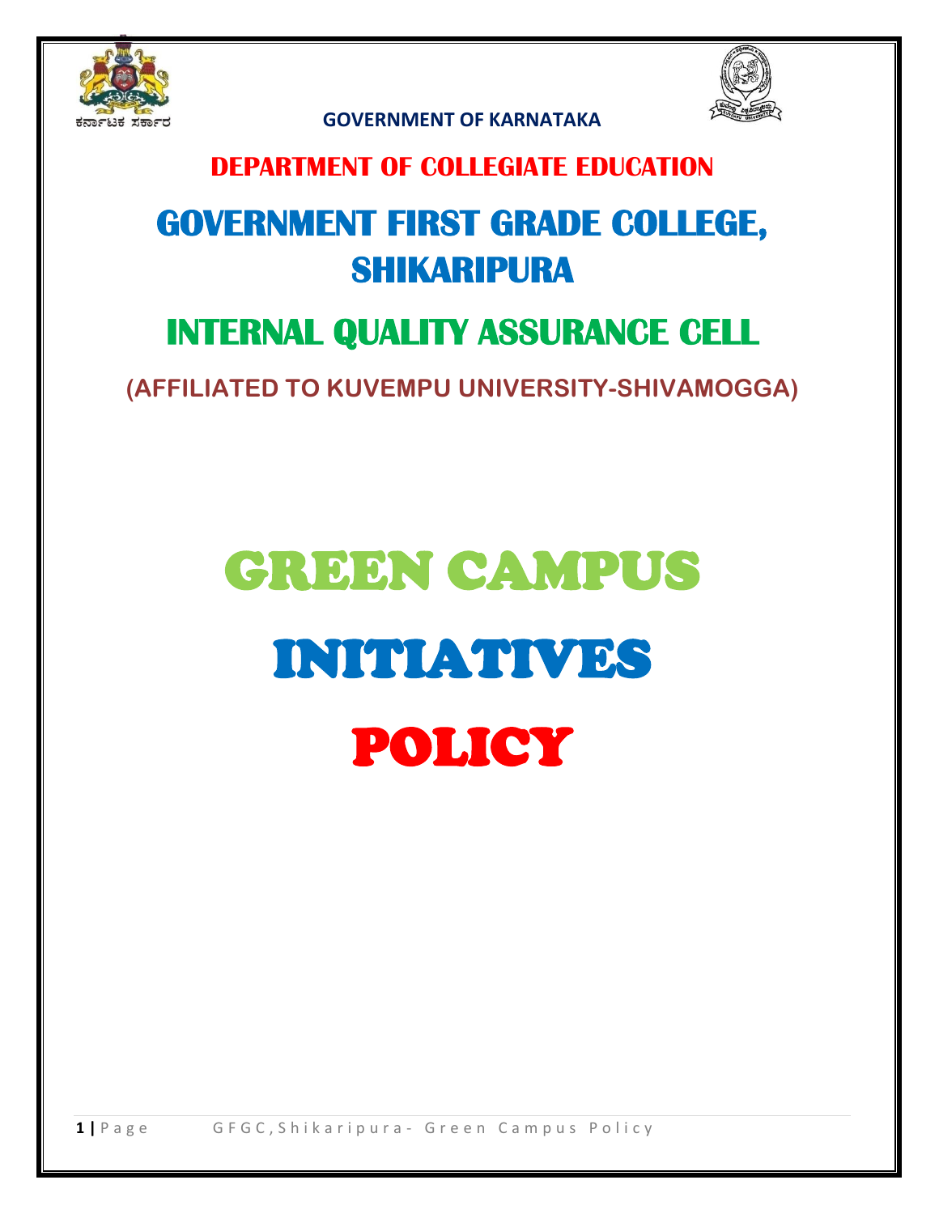**GOVERNMENT OF KARNATAKA**

## DEPARTMENT OF COLLEGIATE EDUCATION

# GOVERNMENT FIRST GRADE COLLEGE, SHIKARIPURA

# INTERNAL QUALITY ASSURANCE CELL

**(AFFILIATED TO KUVEMPU UNIVERSITY-SHIVAMOGGA)**

# GREEN CAMPUS

# INITIATIVES

# POLICY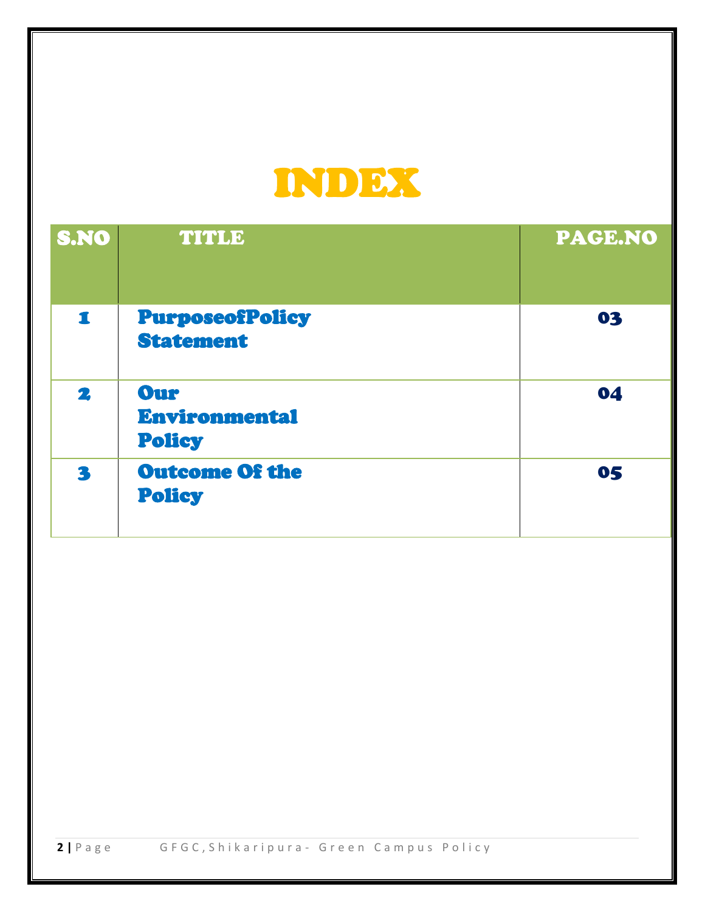# INDEX

| S.NO | TITLE | PAGE.NO |
|---|---|---|
| 1 | PurposeofPolicy Statement | 03 |
| 2 | Our Environmental Policy | 04 |
| 3 | Outcome Of the Policy | 05 |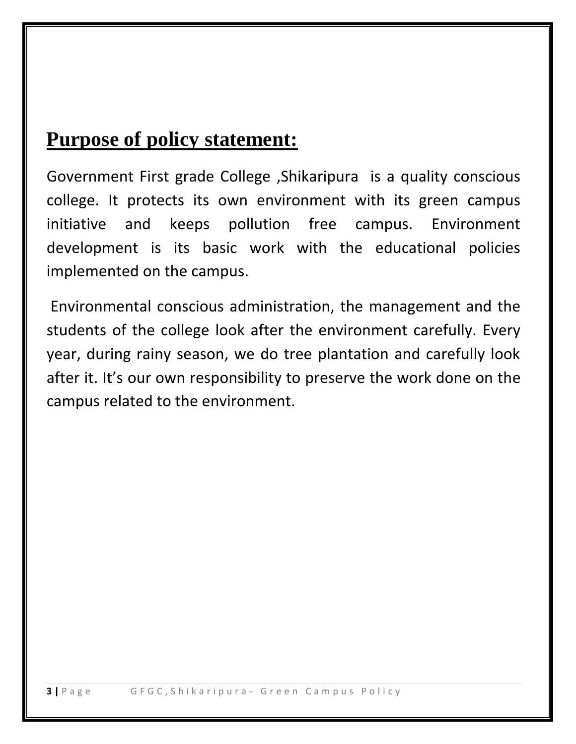## Purpose of policy statement:

Government First grade College ,Shikaripura is a quality conscious college. It protects its own environment with its green campus initiative and keeps pollution free campus. Environment development is its basic work with the educational policies implemented on the campus.

Environmental conscious administration, the management and the students of the college look after the environment carefully. Every year, during rainy season, we do tree plantation and carefully look after it. It's our own responsibility to preserve the work done on the campus related to the environment.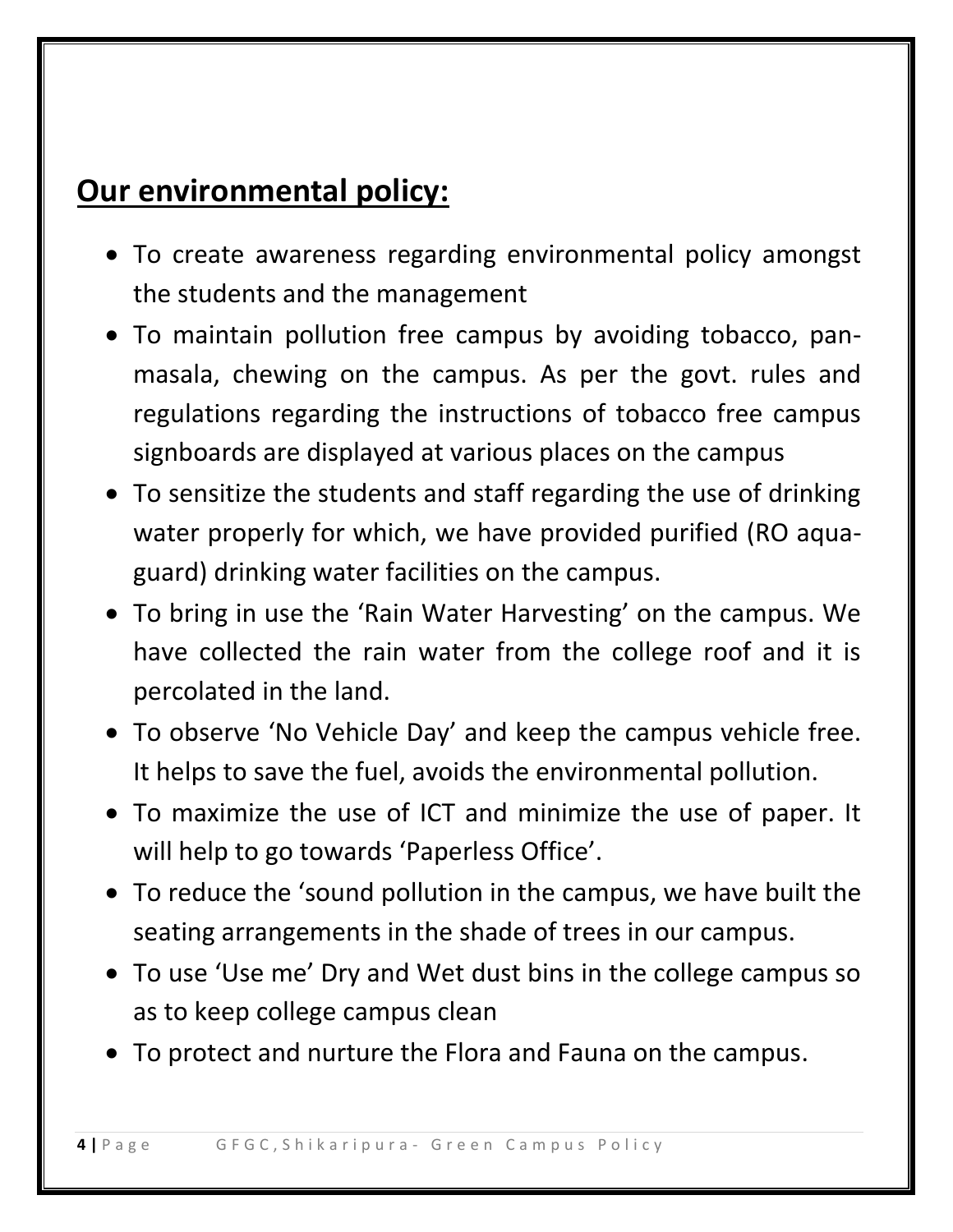## Our environmental policy:

- To create awareness regarding environmental policy amongst the students and the management
- To maintain pollution free campus by avoiding tobacco, pan-masala, chewing on the campus. As per the govt. rules and regulations regarding the instructions of tobacco free campus signboards are displayed at various places on the campus
- To sensitize the students and staff regarding the use of drinking water properly for which, we have provided purified (RO aqua-guard) drinking water facilities on the campus.
- To bring in use the 'Rain Water Harvesting' on the campus. We have collected the rain water from the college roof and it is percolated in the land.
- To observe 'No Vehicle Day' and keep the campus vehicle free. It helps to save the fuel, avoids the environmental pollution.
- To maximize the use of ICT and minimize the use of paper. It will help to go towards 'Paperless Office'.
- To reduce the 'sound pollution in the campus, we have built the seating arrangements in the shade of trees in our campus.
- To use 'Use me' Dry and Wet dust bins in the college campus so as to keep college campus clean
- To protect and nurture the Flora and Fauna on the campus.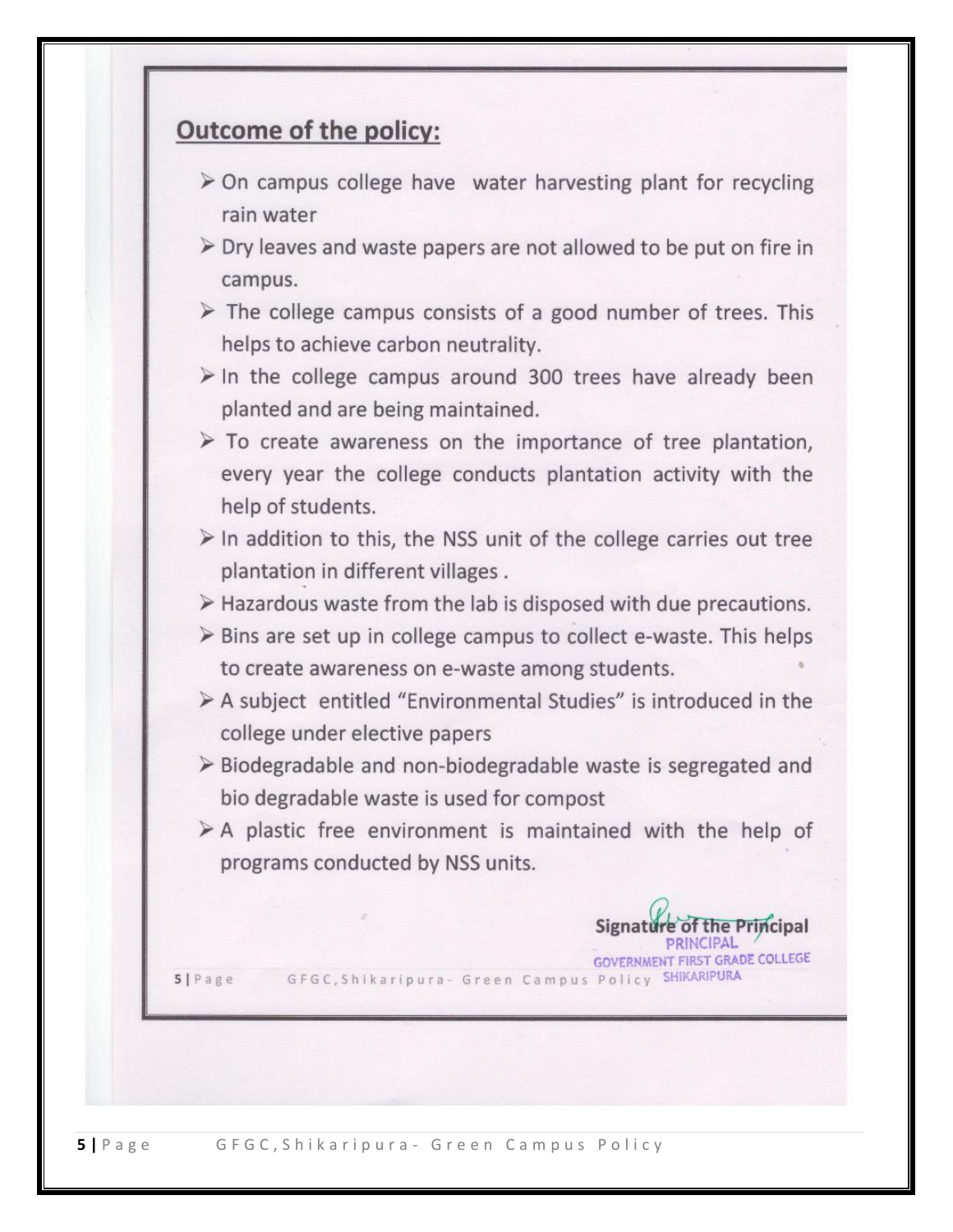## Outcome of the policy:

- On campus college have  water harvesting plant for recycling rain water
- Dry leaves and waste papers are not allowed to be put on fire in campus.
- The college campus consists of a good number of trees. This helps to achieve carbon neutrality.
- In the college campus around 300 trees have already been planted and are being maintained.
- To create awareness on the importance of tree plantation, every year the college conducts plantation activity with the help of students.
- In addition to this, the NSS unit of the college carries out tree plantation in different villages .
- Hazardous waste from the lab is disposed with due precautions.
- Bins are set up in college campus to collect e-waste. This helps to create awareness on e-waste among students.
- A subject  entitled "Environmental Studies" is introduced in the college under elective papers
- Biodegradable and non-biodegradable waste is segregated and bio degradable waste is used for compost
- A plastic free environment is maintained with the help of programs conducted by NSS units.

Signature of the Principal

PRINCIPAL
GOVERNMENT FIRST GRADE COLLEGE
SHIKARIPURA